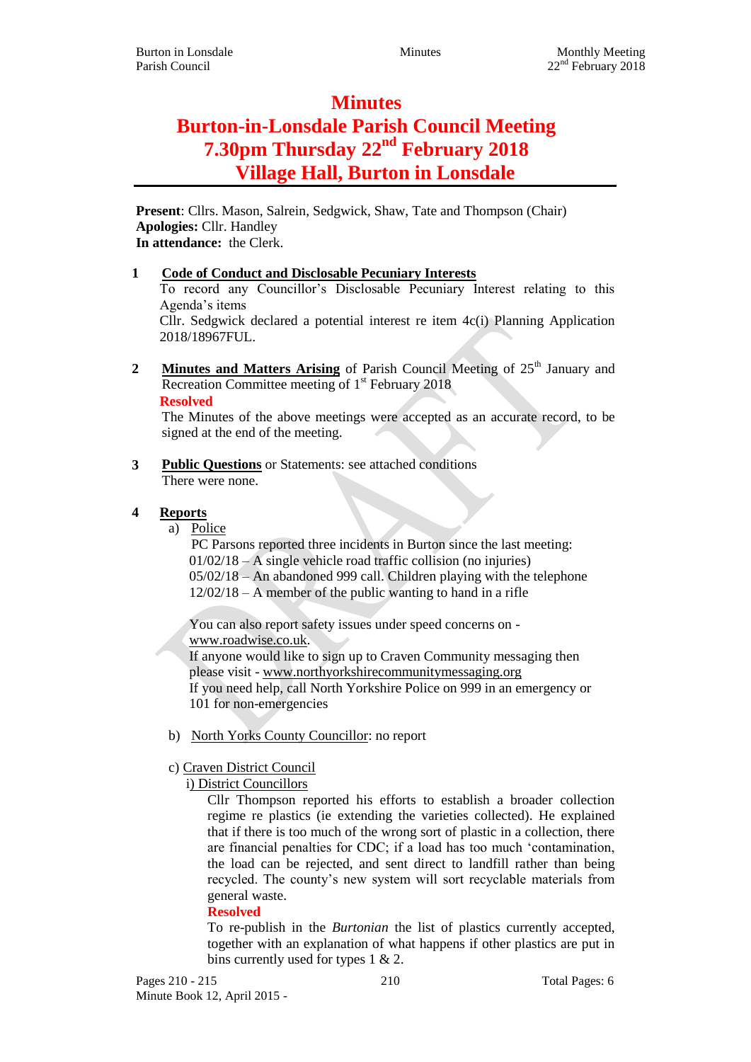# Minutes

# Burton-in-Lonsdale Parish Council Meeting

# 7.30pm Thursday 22nd February 2018

# Village Hall, Burton in Lonsdale

**Present**: Cllrs. Mason, Salrein, Sedgwick, Shaw, Tate and Thompson (Chair)
**Apologies:** Cllr. Handley
**In attendance:** the Clerk.

**1 Code of Conduct and Disclosable Pecuniary Interests**

To record any Councillor's Disclosable Pecuniary Interest relating to this Agenda's items

Cllr. Sedgwick declared a potential interest re item 4c(i) Planning Application 2018/18967FUL.

**2 Minutes and Matters Arising** of Parish Council Meeting of 25th January and Recreation Committee meeting of 1st February 2018

**Resolved**

The Minutes of the above meetings were accepted as an accurate record, to be signed at the end of the meeting.

**3 Public Questions** or Statements: see attached conditions

There were none.

**4 Reports**

a) Police

PC Parsons reported three incidents in Burton since the last meeting:
01/02/18 – A single vehicle road traffic collision (no injuries)
05/02/18 – An abandoned 999 call. Children playing with the telephone
12/02/18 – A member of the public wanting to hand in a rifle

You can also report safety issues under speed concerns on - www.roadwise.co.uk.
If anyone would like to sign up to Craven Community messaging then please visit - www.northyorkshirecommunitymessaging.org
If you need help, call North Yorkshire Police on 999 in an emergency or 101 for non-emergencies

b) North Yorks County Councillor: no report

c) Craven District Council

i) District Councillors

Cllr Thompson reported his efforts to establish a broader collection regime re plastics (ie extending the varieties collected). He explained that if there is too much of the wrong sort of plastic in a collection, there are financial penalties for CDC; if a load has too much 'contamination, the load can be rejected, and sent direct to landfill rather than being recycled. The county's new system will sort recyclable materials from general waste.

**Resolved**

To re-publish in the *Burtonian* the list of plastics currently accepted, together with an explanation of what happens if other plastics are put in bins currently used for types 1 & 2.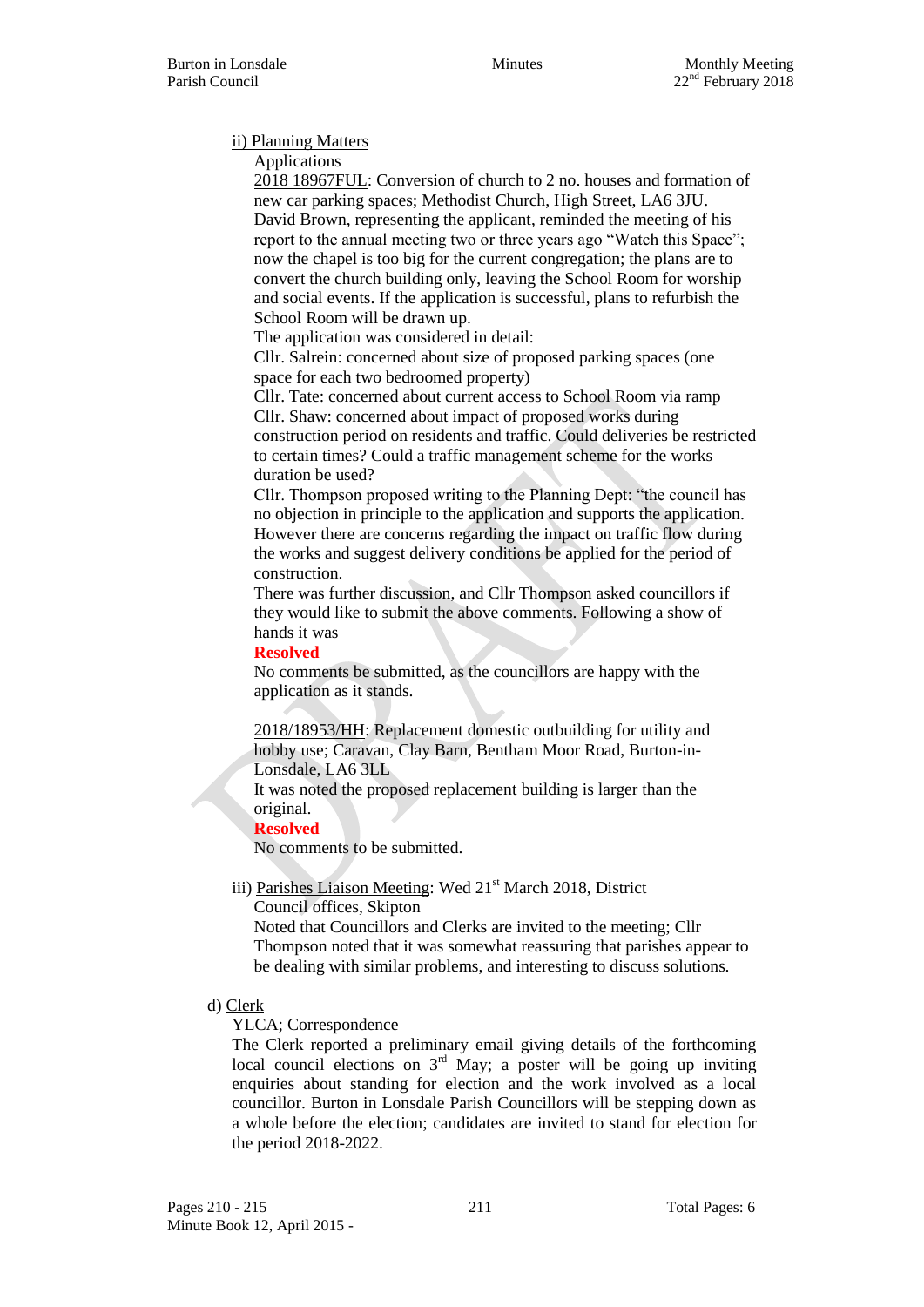ii) Planning Matters

Applications

2018 18967FUL: Conversion of church to 2 no. houses and formation of new car parking spaces; Methodist Church, High Street, LA6 3JU. David Brown, representing the applicant, reminded the meeting of his report to the annual meeting two or three years ago "Watch this Space"; now the chapel is too big for the current congregation; the plans are to convert the church building only, leaving the School Room for worship and social events. If the application is successful, plans to refurbish the School Room will be drawn up.

The application was considered in detail:

Cllr. Salrein: concerned about size of proposed parking spaces (one space for each two bedroomed property)

Cllr. Tate: concerned about current access to School Room via ramp

Cllr. Shaw: concerned about impact of proposed works during construction period on residents and traffic. Could deliveries be restricted to certain times? Could a traffic management scheme for the works duration be used?

Cllr. Thompson proposed writing to the Planning Dept: "the council has no objection in principle to the application and supports the application. However there are concerns regarding the impact on traffic flow during the works and suggest delivery conditions be applied for the period of construction.

There was further discussion, and Cllr Thompson asked councillors if they would like to submit the above comments. Following a show of hands it was

**Resolved**

No comments be submitted, as the councillors are happy with the application as it stands.

2018/18953/HH: Replacement domestic outbuilding for utility and hobby use; Caravan, Clay Barn, Bentham Moor Road, Burton-in-Lonsdale, LA6 3LL

It was noted the proposed replacement building is larger than the original.

**Resolved**

No comments to be submitted.

iii) Parishes Liaison Meeting: Wed 21st March 2018, District Council offices, Skipton

Noted that Councillors and Clerks are invited to the meeting; Cllr Thompson noted that it was somewhat reassuring that parishes appear to be dealing with similar problems, and interesting to discuss solutions.

d) Clerk

YLCA; Correspondence

The Clerk reported a preliminary email giving details of the forthcoming local council elections on 3rd May; a poster will be going up inviting enquiries about standing for election and the work involved as a local councillor. Burton in Lonsdale Parish Councillors will be stepping down as a whole before the election; candidates are invited to stand for election for the period 2018-2022.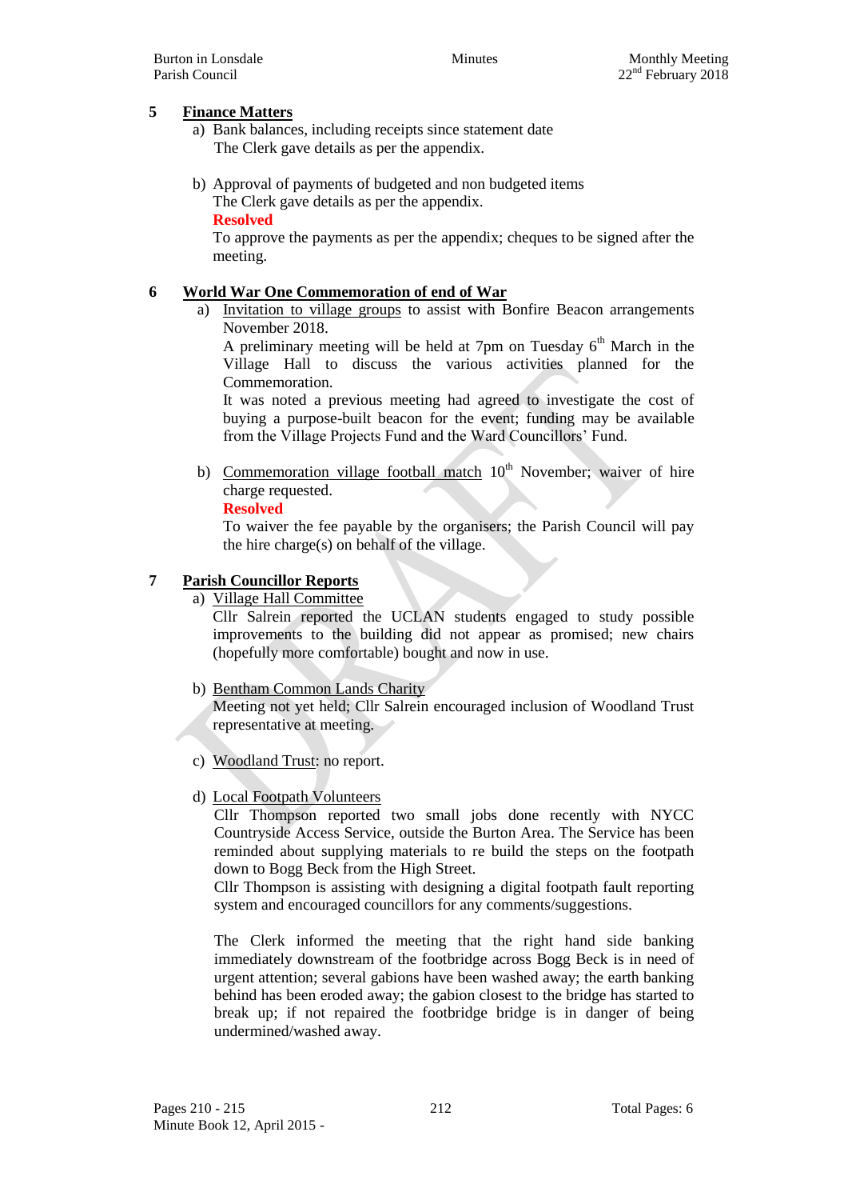## 5 Finance Matters

a) Bank balances, including receipts since statement date
The Clerk gave details as per the appendix.

b) Approval of payments of budgeted and non budgeted items
The Clerk gave details as per the appendix.
**Resolved**
To approve the payments as per the appendix; cheques to be signed after the meeting.

## 6 World War One Commemoration of end of War

a) Invitation to village groups to assist with Bonfire Beacon arrangements November 2018.
A preliminary meeting will be held at 7pm on Tuesday 6th March in the Village Hall to discuss the various activities planned for the Commemoration.
It was noted a previous meeting had agreed to investigate the cost of buying a purpose-built beacon for the event; funding may be available from the Village Projects Fund and the Ward Councillors' Fund.

b) Commemoration village football match 10th November; waiver of hire charge requested.
**Resolved**
To waiver the fee payable by the organisers; the Parish Council will pay the hire charge(s) on behalf of the village.

## 7 Parish Councillor Reports

a) Village Hall Committee
Cllr Salrein reported the UCLAN students engaged to study possible improvements to the building did not appear as promised; new chairs (hopefully more comfortable) bought and now in use.

b) Bentham Common Lands Charity
Meeting not yet held; Cllr Salrein encouraged inclusion of Woodland Trust representative at meeting.

c) Woodland Trust: no report.

d) Local Footpath Volunteers
Cllr Thompson reported two small jobs done recently with NYCC Countryside Access Service, outside the Burton Area. The Service has been reminded about supplying materials to re build the steps on the footpath down to Bogg Beck from the High Street.
Cllr Thompson is assisting with designing a digital footpath fault reporting system and encouraged councillors for any comments/suggestions.

The Clerk informed the meeting that the right hand side banking immediately downstream of the footbridge across Bogg Beck is in need of urgent attention; several gabions have been washed away; the earth banking behind has been eroded away; the gabion closest to the bridge has started to break up; if not repaired the footbridge bridge is in danger of being undermined/washed away.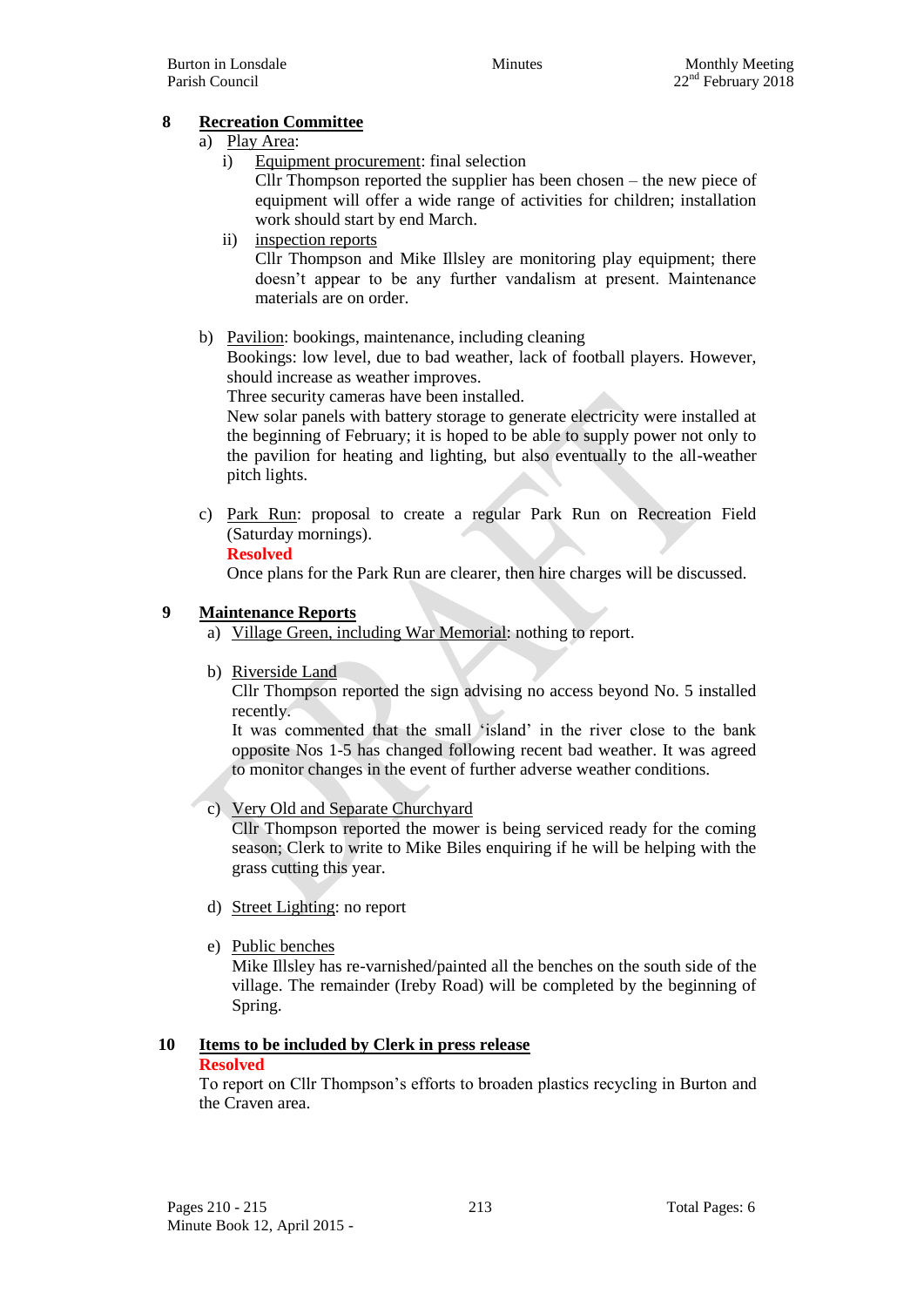## 8 Recreation Committee

a) Play Area:

i) Equipment procurement: final selection
Cllr Thompson reported the supplier has been chosen – the new piece of equipment will offer a wide range of activities for children; installation work should start by end March.

ii) inspection reports
Cllr Thompson and Mike Illsley are monitoring play equipment; there doesn't appear to be any further vandalism at present. Maintenance materials are on order.

b) Pavilion: bookings, maintenance, including cleaning
Bookings: low level, due to bad weather, lack of football players. However, should increase as weather improves.
Three security cameras have been installed.
New solar panels with battery storage to generate electricity were installed at the beginning of February; it is hoped to be able to supply power not only to the pavilion for heating and lighting, but also eventually to the all-weather pitch lights.

c) Park Run: proposal to create a regular Park Run on Recreation Field (Saturday mornings).
**Resolved**
Once plans for the Park Run are clearer, then hire charges will be discussed.

## 9 Maintenance Reports

a) Village Green, including War Memorial: nothing to report.

b) Riverside Land
Cllr Thompson reported the sign advising no access beyond No. 5 installed recently.
It was commented that the small 'island' in the river close to the bank opposite Nos 1-5 has changed following recent bad weather. It was agreed to monitor changes in the event of further adverse weather conditions.

c) Very Old and Separate Churchyard
Cllr Thompson reported the mower is being serviced ready for the coming season; Clerk to write to Mike Biles enquiring if he will be helping with the grass cutting this year.

d) Street Lighting: no report

e) Public benches
Mike Illsley has re-varnished/painted all the benches on the south side of the village. The remainder (Ireby Road) will be completed by the beginning of Spring.

## 10 Items to be included by Clerk in press release

**Resolved**
To report on Cllr Thompson's efforts to broaden plastics recycling in Burton and the Craven area.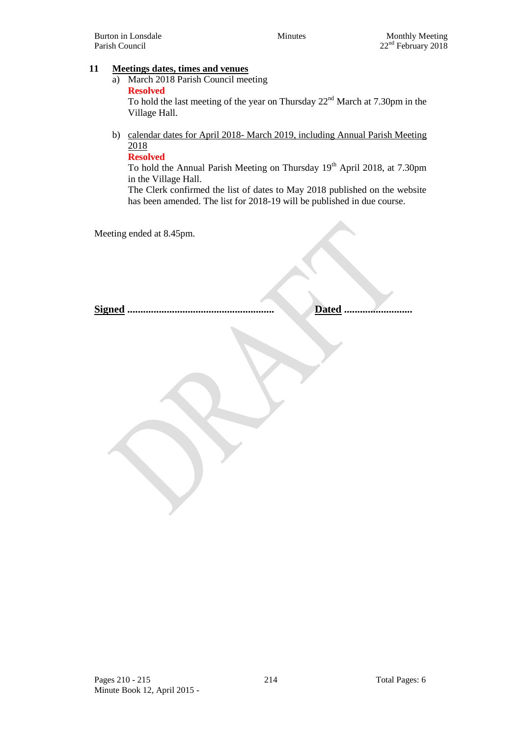## 11 Meetings dates, times and venues

a) March 2018 Parish Council meeting

**Resolved**

To hold the last meeting of the year on Thursday 22nd March at 7.30pm in the Village Hall.

b) calendar dates for April 2018- March 2019, including Annual Parish Meeting 2018

**Resolved**

To hold the Annual Parish Meeting on Thursday 19th April 2018, at 7.30pm in the Village Hall.

The Clerk confirmed the list of dates to May 2018 published on the website has been amended. The list for 2018-19 will be published in due course.

Meeting ended at 8.45pm.

**Signed** ........................................................ **Dated** ..........................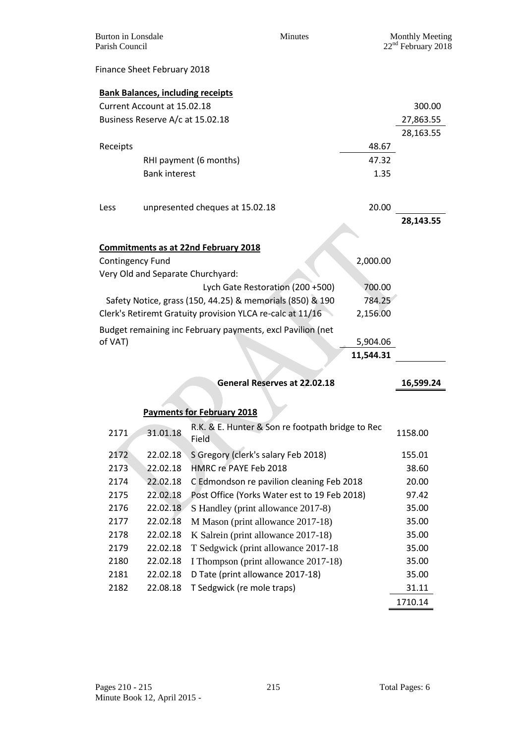Finance Sheet February 2018

| | | | |
|---|---|---|---|
| **Bank Balances, including receipts** | | | |
| Current Account at 15.02.18 | | | 300.00 |
| Business Reserve A/c at 15.02.18 | | | 27,863.55 |
| | | | 28,163.55 |
| Receipts | | 48.67 | |
| | RHI payment (6 months) | 47.32 | |
| | Bank interest | 1.35 | |
| Less | unpresented cheques at 15.02.18 | 20.00 | |
| | | | **28,143.55** |

| | | |
|---|---|---|
| **Commitments as at 22nd February 2018** | | |
| Contingency Fund | 2,000.00 | |
| Very Old and Separate Churchyard: | | |
| Lych Gate Restoration (200 +500) | 700.00 | |
| Safety Notice, grass (150, 44.25) & memorials (850) & 190 | 784.25 | |
| Clerk's Retiremt Gratuity provision YLCA re-calc at 11/16 | 2,156.00 | |
| Budget remaining inc February payments, excl Pavilion (net of VAT) | 5,904.06 | |
| | **11,544.31** | |
| **General Reserves at 22.02.18** | | **16,599.24** |

**Payments for February 2018**

| | | | |
|---|---|---|---|
| 2171 | 31.01.18 | R.K. & E. Hunter & Son re footpath bridge to Rec Field | 1158.00 |
| 2172 | 22.02.18 | S Gregory (clerk's salary Feb 2018) | 155.01 |
| 2173 | 22.02.18 | HMRC re PAYE Feb 2018 | 38.60 |
| 2174 | 22.02.18 | C Edmondson re pavilion cleaning Feb 2018 | 20.00 |
| 2175 | 22.02.18 | Post Office (Yorks Water est to 19 Feb 2018) | 97.42 |
| 2176 | 22.02.18 | S Handley (print allowance 2017-8) | 35.00 |
| 2177 | 22.02.18 | M Mason (print allowance 2017-18) | 35.00 |
| 2178 | 22.02.18 | K Salrein (print allowance 2017-18) | 35.00 |
| 2179 | 22.02.18 | T Sedgwick (print allowance 2017-18 | 35.00 |
| 2180 | 22.02.18 | I Thompson (print allowance 2017-18) | 35.00 |
| 2181 | 22.02.18 | D Tate (print allowance 2017-18) | 35.00 |
| 2182 | 22.08.18 | T Sedgwick (re mole traps) | 31.11 |
| | | | 1710.14 |